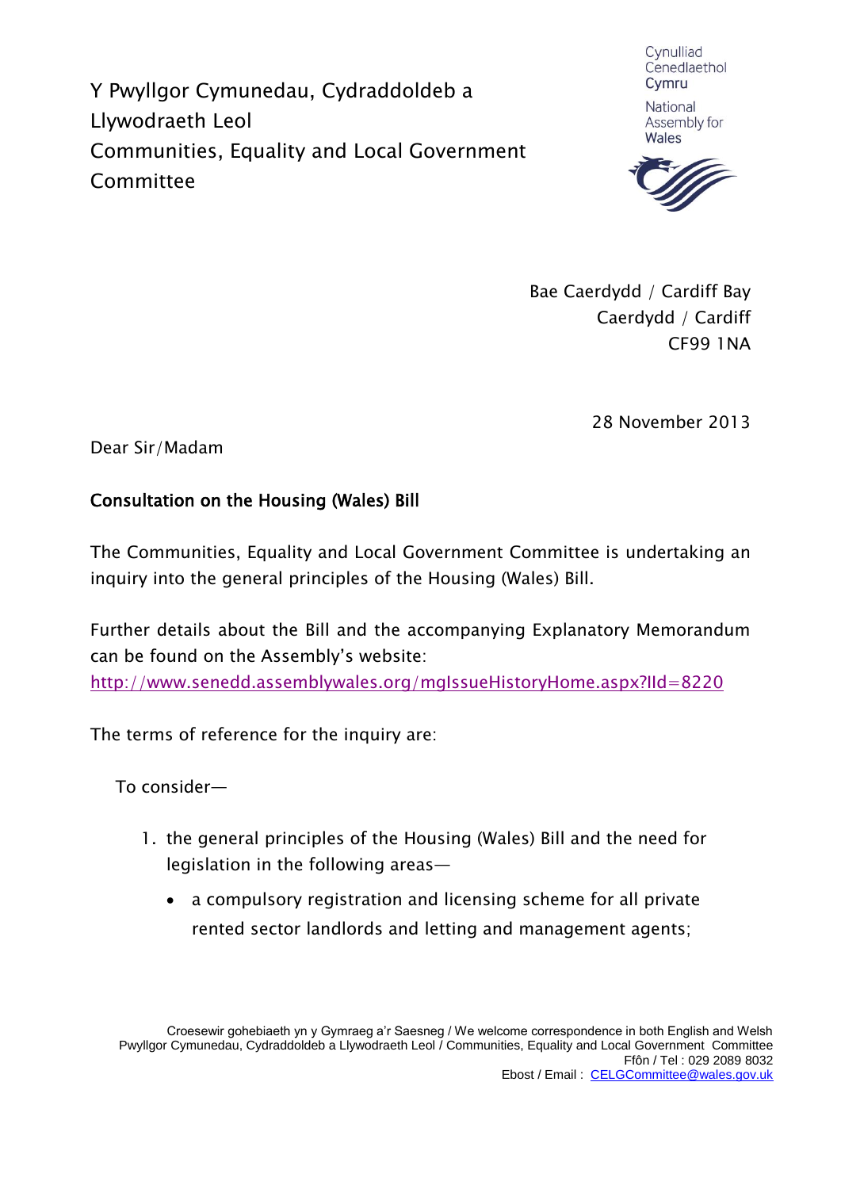Y Pwyllgor Cymunedau, Cydraddoldeb a Llywodraeth Leol
Communities, Equality and Local Government Committee

Cynulliad Cenedlaethol Cymru
National Assembly for Wales

Bae Caerdydd / Cardiff Bay
Caerdydd / Cardiff
CF99 1NA

28 November 2013

Dear Sir/Madam

**Consultation on the Housing (Wales) Bill**

The Communities, Equality and Local Government Committee is undertaking an inquiry into the general principles of the Housing (Wales) Bill.

Further details about the Bill and the accompanying Explanatory Memorandum can be found on the Assembly's website:
http://www.senedd.assemblywales.org/mgIssueHistoryHome.aspx?IId=8220

The terms of reference for the inquiry are:

To consider—

1. the general principles of the Housing (Wales) Bill and the need for legislation in the following areas—
    - a compulsory registration and licensing scheme for all private rented sector landlords and letting and management agents;

Croesewir gohebiaeth yn y Gymraeg a'r Saesneg / We welcome correspondence in both English and Welsh
Pwyllgor Cymunedau, Cydraddoldeb a Llywodraeth Leol / Communities, Equality and Local Government Committee
Ffôn / Tel : 029 2089 8032
Ebost / Email : CELGCommittee@wales.gov.uk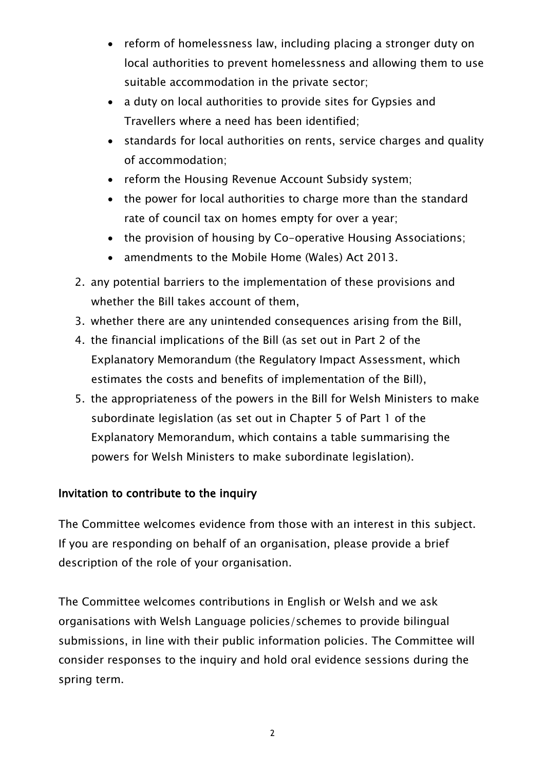- reform of homelessness law, including placing a stronger duty on local authorities to prevent homelessness and allowing them to use suitable accommodation in the private sector;
- a duty on local authorities to provide sites for Gypsies and Travellers where a need has been identified;
- standards for local authorities on rents, service charges and quality of accommodation;
- reform the Housing Revenue Account Subsidy system;
- the power for local authorities to charge more than the standard rate of council tax on homes empty for over a year;
- the provision of housing by Co-operative Housing Associations;
- amendments to the Mobile Home (Wales) Act 2013.

2. any potential barriers to the implementation of these provisions and whether the Bill takes account of them,
3. whether there are any unintended consequences arising from the Bill,
4. the financial implications of the Bill (as set out in Part 2 of the Explanatory Memorandum (the Regulatory Impact Assessment, which estimates the costs and benefits of implementation of the Bill),
5. the appropriateness of the powers in the Bill for Welsh Ministers to make subordinate legislation (as set out in Chapter 5 of Part 1 of the Explanatory Memorandum, which contains a table summarising the powers for Welsh Ministers to make subordinate legislation).

## Invitation to contribute to the inquiry

The Committee welcomes evidence from those with an interest in this subject. If you are responding on behalf of an organisation, please provide a brief description of the role of your organisation.

The Committee welcomes contributions in English or Welsh and we ask organisations with Welsh Language policies/schemes to provide bilingual submissions, in line with their public information policies. The Committee will consider responses to the inquiry and hold oral evidence sessions during the spring term.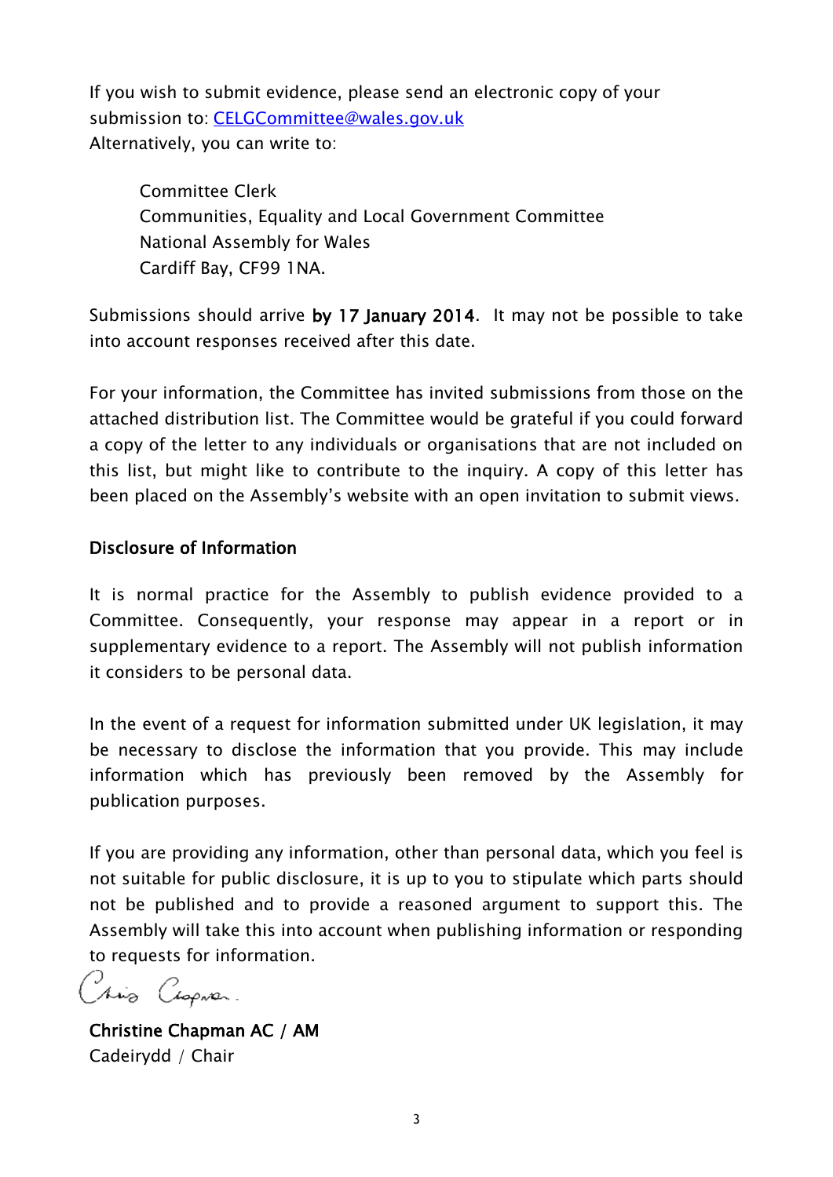If you wish to submit evidence, please send an electronic copy of your submission to: CELGCommittee@wales.gov.uk
Alternatively, you can write to:

Committee Clerk
Communities, Equality and Local Government Committee
National Assembly for Wales
Cardiff Bay, CF99 1NA.

Submissions should arrive **by 17 January 2014**. It may not be possible to take into account responses received after this date.

For your information, the Committee has invited submissions from those on the attached distribution list. The Committee would be grateful if you could forward a copy of the letter to any individuals or organisations that are not included on this list, but might like to contribute to the inquiry. A copy of this letter has been placed on the Assembly's website with an open invitation to submit views.

**Disclosure of Information**

It is normal practice for the Assembly to publish evidence provided to a Committee. Consequently, your response may appear in a report or in supplementary evidence to a report. The Assembly will not publish information it considers to be personal data.

In the event of a request for information submitted under UK legislation, it may be necessary to disclose the information that you provide. This may include information which has previously been removed by the Assembly for publication purposes.

If you are providing any information, other than personal data, which you feel is not suitable for public disclosure, it is up to you to stipulate which parts should not be published and to provide a reasoned argument to support this. The Assembly will take this into account when publishing information or responding to requests for information.

**Christine Chapman AC / AM**
Cadeirydd / Chair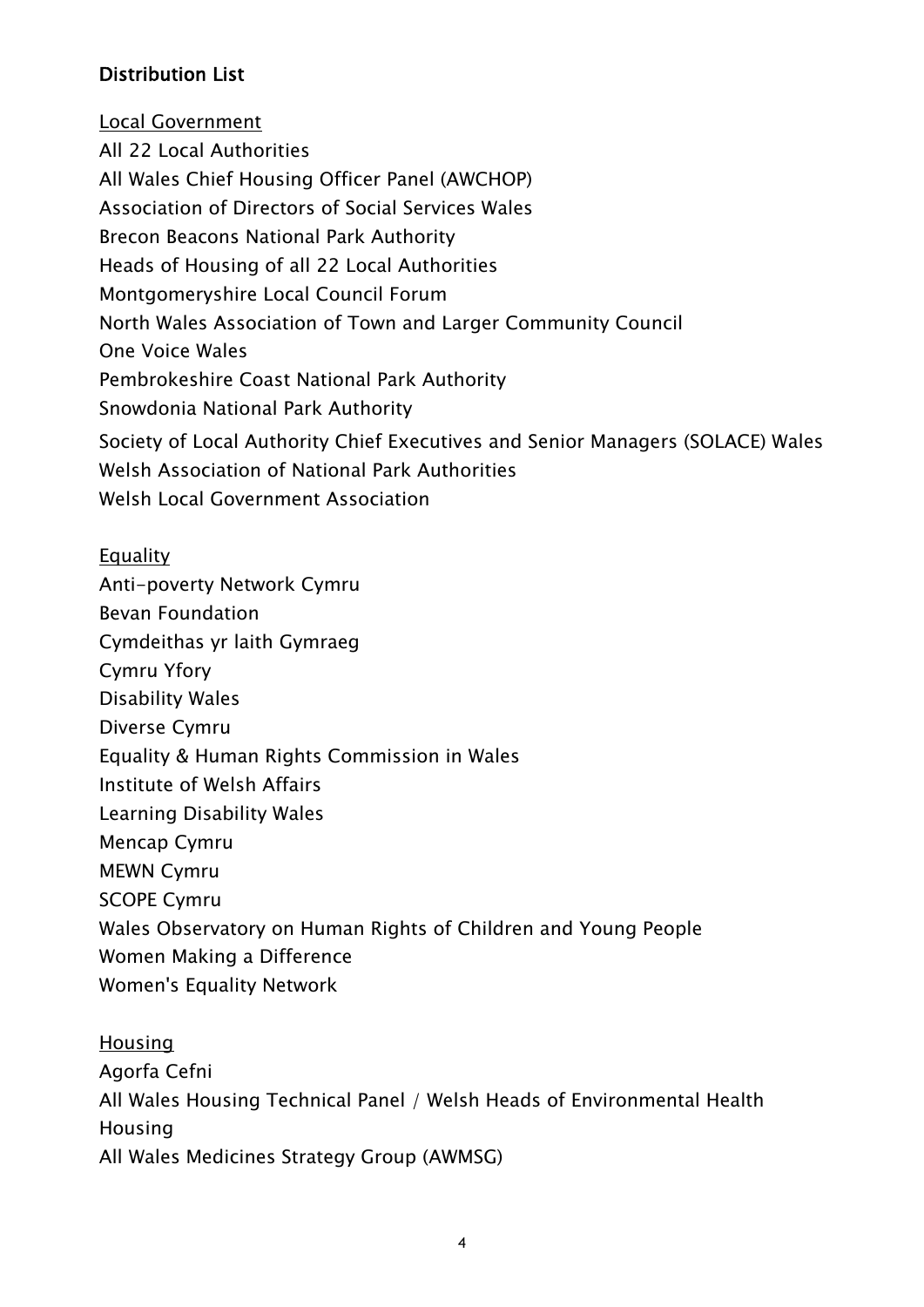## Distribution List

Local Government

All 22 Local Authorities
All Wales Chief Housing Officer Panel (AWCHOP)
Association of Directors of Social Services Wales
Brecon Beacons National Park Authority
Heads of Housing of all 22 Local Authorities
Montgomeryshire Local Council Forum
North Wales Association of Town and Larger Community Council
One Voice Wales
Pembrokeshire Coast National Park Authority
Snowdonia National Park Authority
Society of Local Authority Chief Executives and Senior Managers (SOLACE) Wales
Welsh Association of National Park Authorities
Welsh Local Government Association

Equality

Anti-poverty Network Cymru
Bevan Foundation
Cymdeithas yr Iaith Gymraeg
Cymru Yfory
Disability Wales
Diverse Cymru
Equality & Human Rights Commission in Wales
Institute of Welsh Affairs
Learning Disability Wales
Mencap Cymru
MEWN Cymru
SCOPE Cymru
Wales Observatory on Human Rights of Children and Young People
Women Making a Difference
Women's Equality Network

Housing

Agorfa Cefni
All Wales Housing Technical Panel / Welsh Heads of Environmental Health Housing
All Wales Medicines Strategy Group (AWMSG)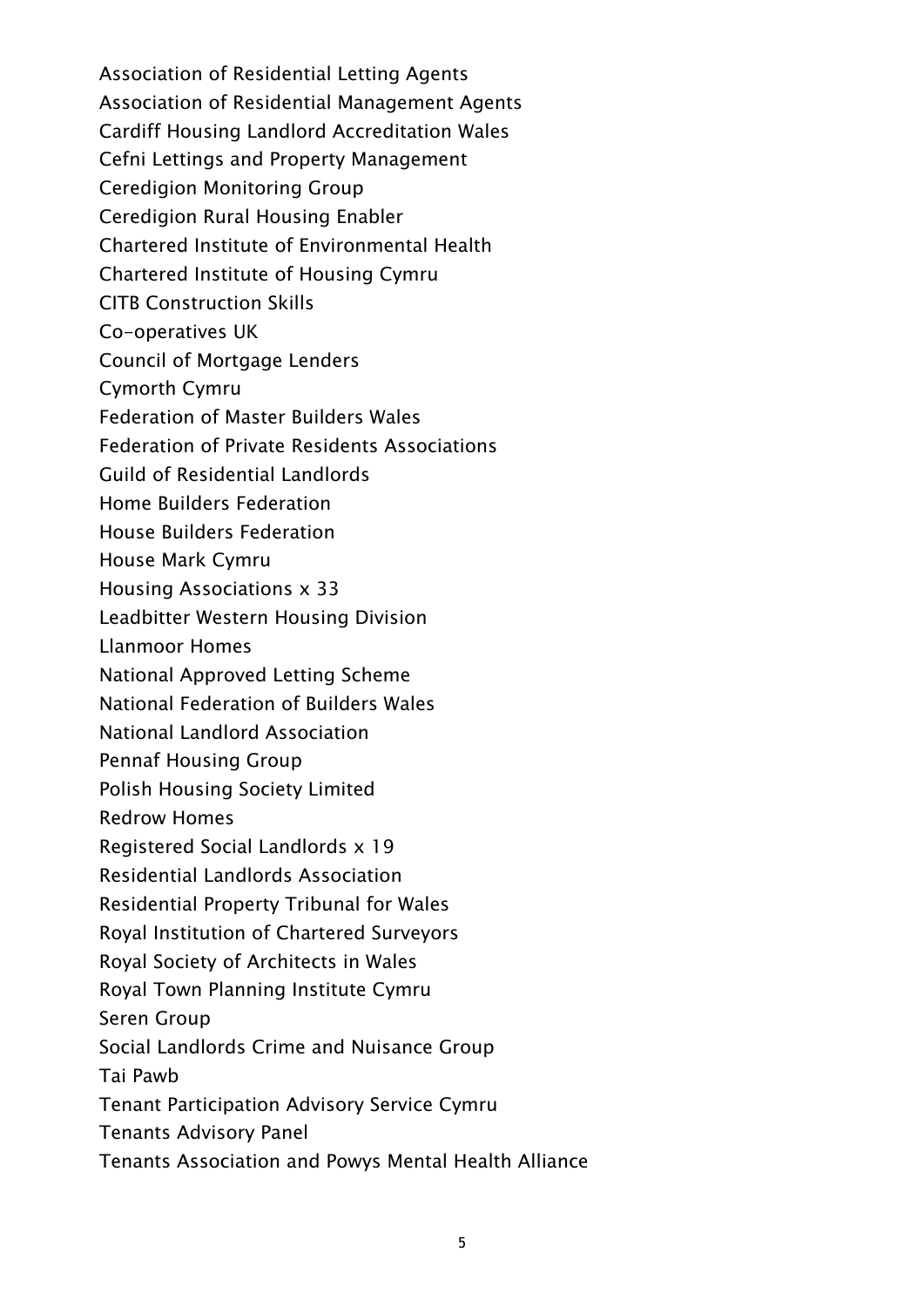Association of Residential Letting Agents
Association of Residential Management Agents
Cardiff Housing Landlord Accreditation Wales
Cefni Lettings and Property Management
Ceredigion Monitoring Group
Ceredigion Rural Housing Enabler
Chartered Institute of Environmental Health
Chartered Institute of Housing Cymru
CITB Construction Skills
Co-operatives UK
Council of Mortgage Lenders
Cymorth Cymru
Federation of Master Builders Wales
Federation of Private Residents Associations
Guild of Residential Landlords
Home Builders Federation
House Builders Federation
House Mark Cymru
Housing Associations x 33
Leadbitter Western Housing Division
Llanmoor Homes
National Approved Letting Scheme
National Federation of Builders Wales
National Landlord Association
Pennaf Housing Group
Polish Housing Society Limited
Redrow Homes
Registered Social Landlords x 19
Residential Landlords Association
Residential Property Tribunal for Wales
Royal Institution of Chartered Surveyors
Royal Society of Architects in Wales
Royal Town Planning Institute Cymru
Seren Group
Social Landlords Crime and Nuisance Group
Tai Pawb
Tenant Participation Advisory Service Cymru
Tenants Advisory Panel
Tenants Association and Powys Mental Health Alliance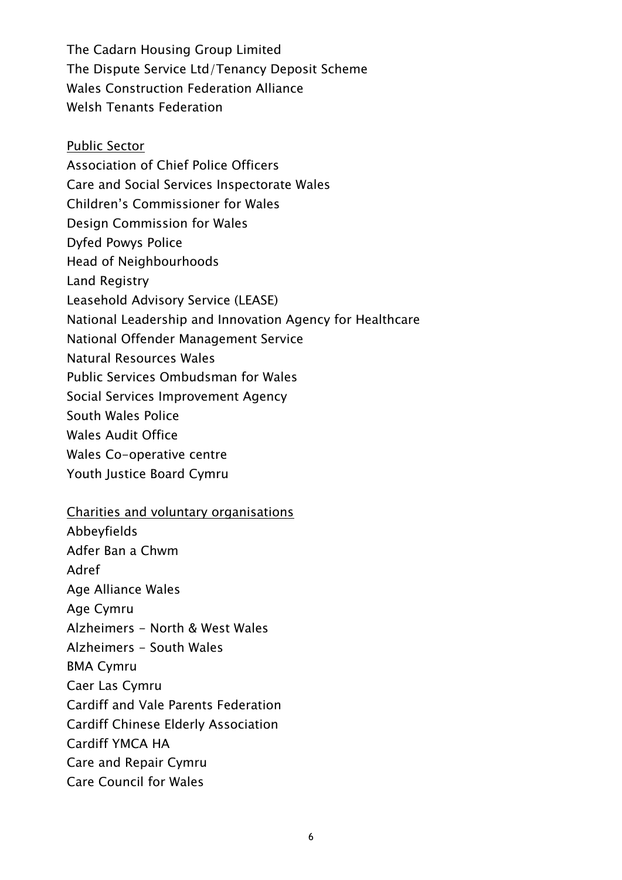The Cadarn Housing Group Limited
The Dispute Service Ltd/Tenancy Deposit Scheme
Wales Construction Federation Alliance
Welsh Tenants Federation

<u>Public Sector</u>

Association of Chief Police Officers
Care and Social Services Inspectorate Wales
Children's Commissioner for Wales
Design Commission for Wales
Dyfed Powys Police
Head of Neighbourhoods
Land Registry
Leasehold Advisory Service (LEASE)
National Leadership and Innovation Agency for Healthcare
National Offender Management Service
Natural Resources Wales
Public Services Ombudsman for Wales
Social Services Improvement Agency
South Wales Police
Wales Audit Office
Wales Co-operative centre
Youth Justice Board Cymru

<u>Charities and voluntary organisations</u>

Abbeyfields
Adfer Ban a Chwm
Adref
Age Alliance Wales
Age Cymru
Alzheimers - North & West Wales
Alzheimers - South Wales
BMA Cymru
Caer Las Cymru
Cardiff and Vale Parents Federation
Cardiff Chinese Elderly Association
Cardiff YMCA HA
Care and Repair Cymru
Care Council for Wales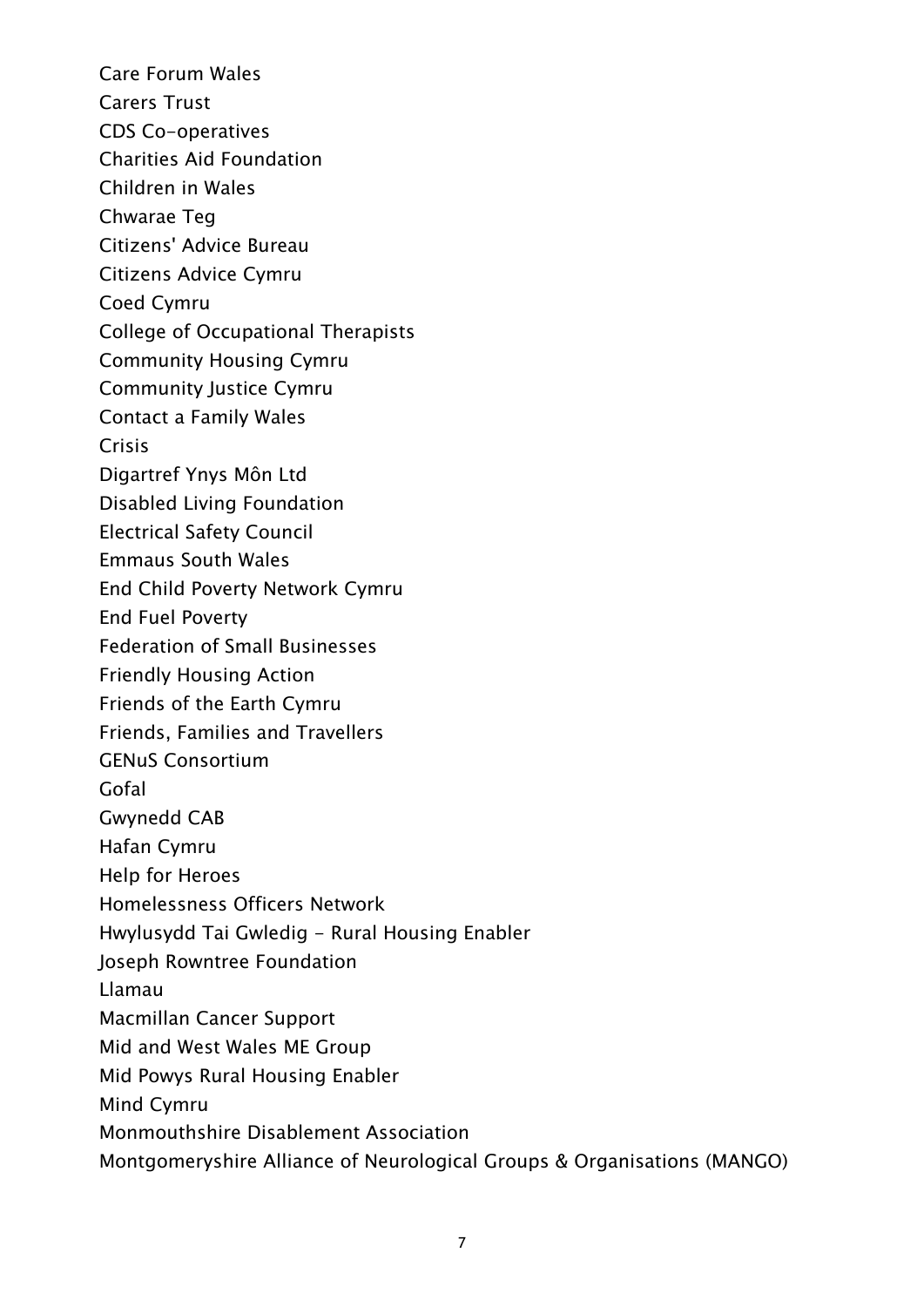Care Forum Wales

Carers Trust

CDS Co-operatives

Charities Aid Foundation

Children in Wales

Chwarae Teg

Citizens' Advice Bureau

Citizens Advice Cymru

Coed Cymru

College of Occupational Therapists

Community Housing Cymru

Community Justice Cymru

Contact a Family Wales

Crisis

Digartref Ynys Môn Ltd

Disabled Living Foundation

Electrical Safety Council

Emmaus South Wales

End Child Poverty Network Cymru

End Fuel Poverty

Federation of Small Businesses

Friendly Housing Action

Friends of the Earth Cymru

Friends, Families and Travellers

GENuS Consortium

Gofal

Gwynedd CAB

Hafan Cymru

Help for Heroes

Homelessness Officers Network

Hwylusydd Tai Gwledig - Rural Housing Enabler

Joseph Rowntree Foundation

Llamau

Macmillan Cancer Support

Mid and West Wales ME Group

Mid Powys Rural Housing Enabler

Mind Cymru

Monmouthshire Disablement Association

Montgomeryshire Alliance of Neurological Groups & Organisations (MANGO)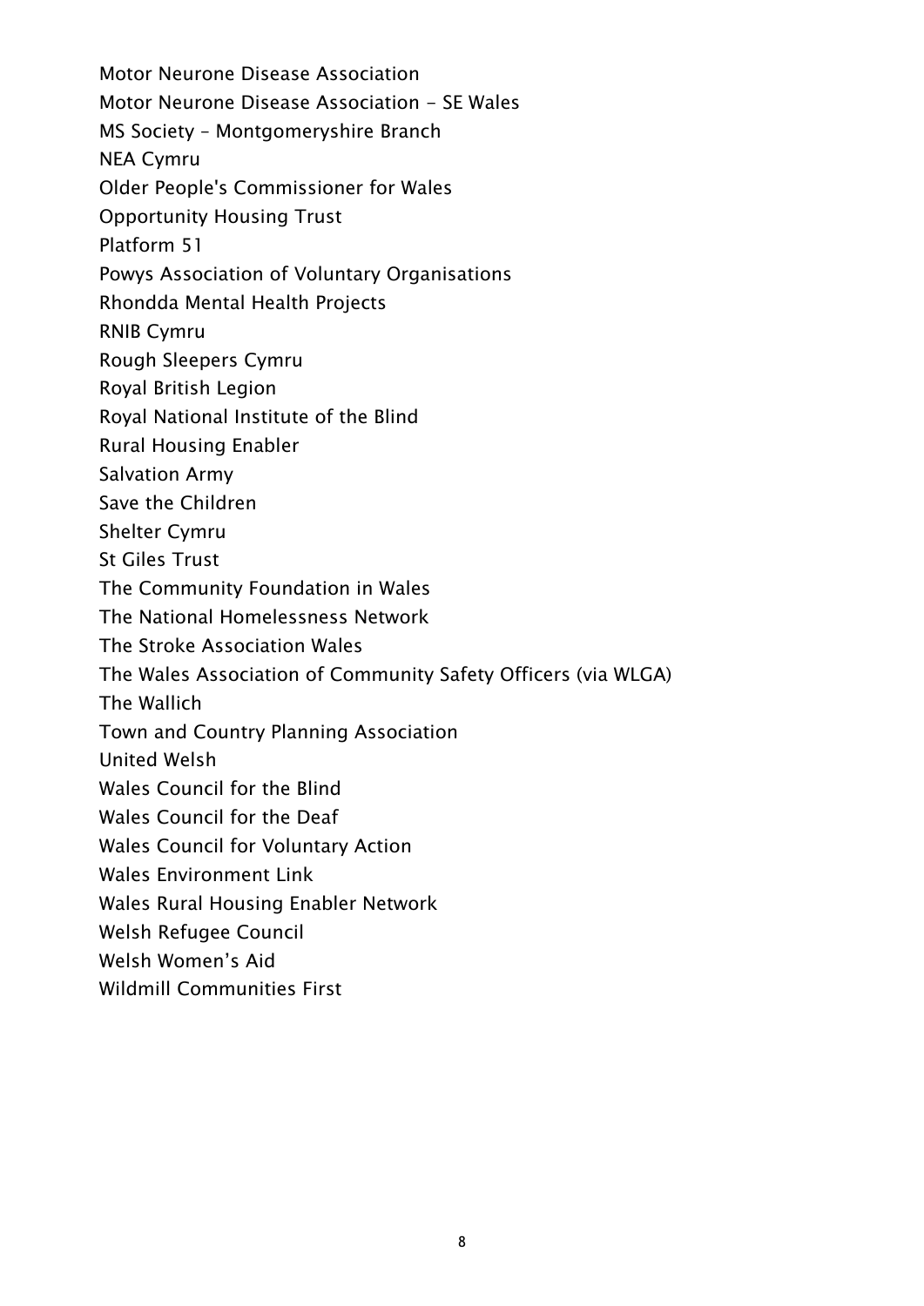Motor Neurone Disease Association
Motor Neurone Disease Association - SE Wales
MS Society – Montgomeryshire Branch
NEA Cymru
Older People's Commissioner for Wales
Opportunity Housing Trust
Platform 51
Powys Association of Voluntary Organisations
Rhondda Mental Health Projects
RNIB Cymru
Rough Sleepers Cymru
Royal British Legion
Royal National Institute of the Blind
Rural Housing Enabler
Salvation Army
Save the Children
Shelter Cymru
St Giles Trust
The Community Foundation in Wales
The National Homelessness Network
The Stroke Association Wales
The Wales Association of Community Safety Officers (via WLGA)
The Wallich
Town and Country Planning Association
United Welsh
Wales Council for the Blind
Wales Council for the Deaf
Wales Council for Voluntary Action
Wales Environment Link
Wales Rural Housing Enabler Network
Welsh Refugee Council
Welsh Women's Aid
Wildmill Communities First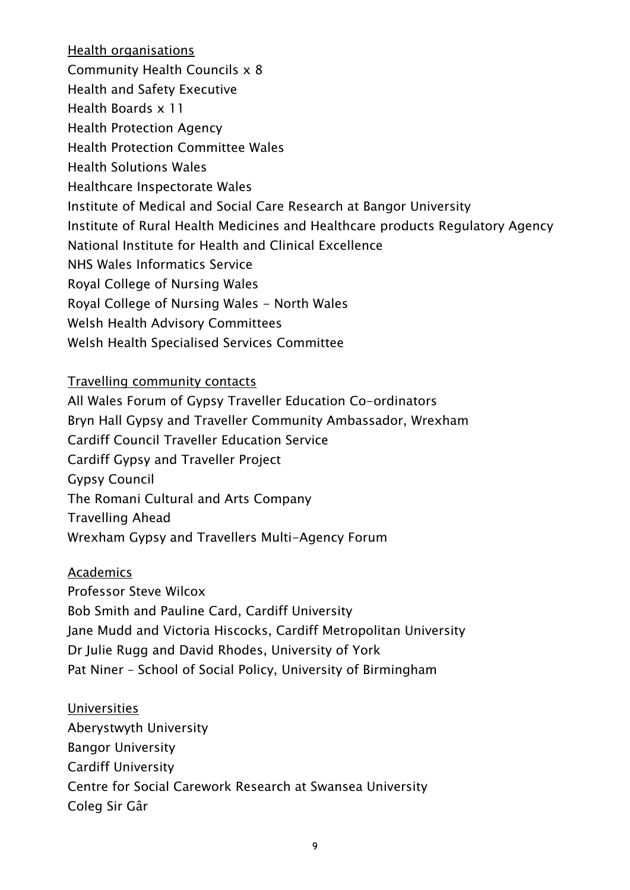Health organisations

Community Health Councils x 8
Health and Safety Executive
Health Boards x 11
Health Protection Agency
Health Protection Committee Wales
Health Solutions Wales
Healthcare Inspectorate Wales
Institute of Medical and Social Care Research at Bangor University
Institute of Rural Health Medicines and Healthcare products Regulatory Agency
National Institute for Health and Clinical Excellence
NHS Wales Informatics Service
Royal College of Nursing Wales
Royal College of Nursing Wales - North Wales
Welsh Health Advisory Committees
Welsh Health Specialised Services Committee

Travelling community contacts

All Wales Forum of Gypsy Traveller Education Co-ordinators
Bryn Hall Gypsy and Traveller Community Ambassador, Wrexham
Cardiff Council Traveller Education Service
Cardiff Gypsy and Traveller Project
Gypsy Council
The Romani Cultural and Arts Company
Travelling Ahead
Wrexham Gypsy and Travellers Multi-Agency Forum

Academics

Professor Steve Wilcox
Bob Smith and Pauline Card, Cardiff University
Jane Mudd and Victoria Hiscocks, Cardiff Metropolitan University
Dr Julie Rugg and David Rhodes, University of York
Pat Niner – School of Social Policy, University of Birmingham

Universities

Aberystwyth University
Bangor University
Cardiff University
Centre for Social Carework Research at Swansea University
Coleg Sir Gâr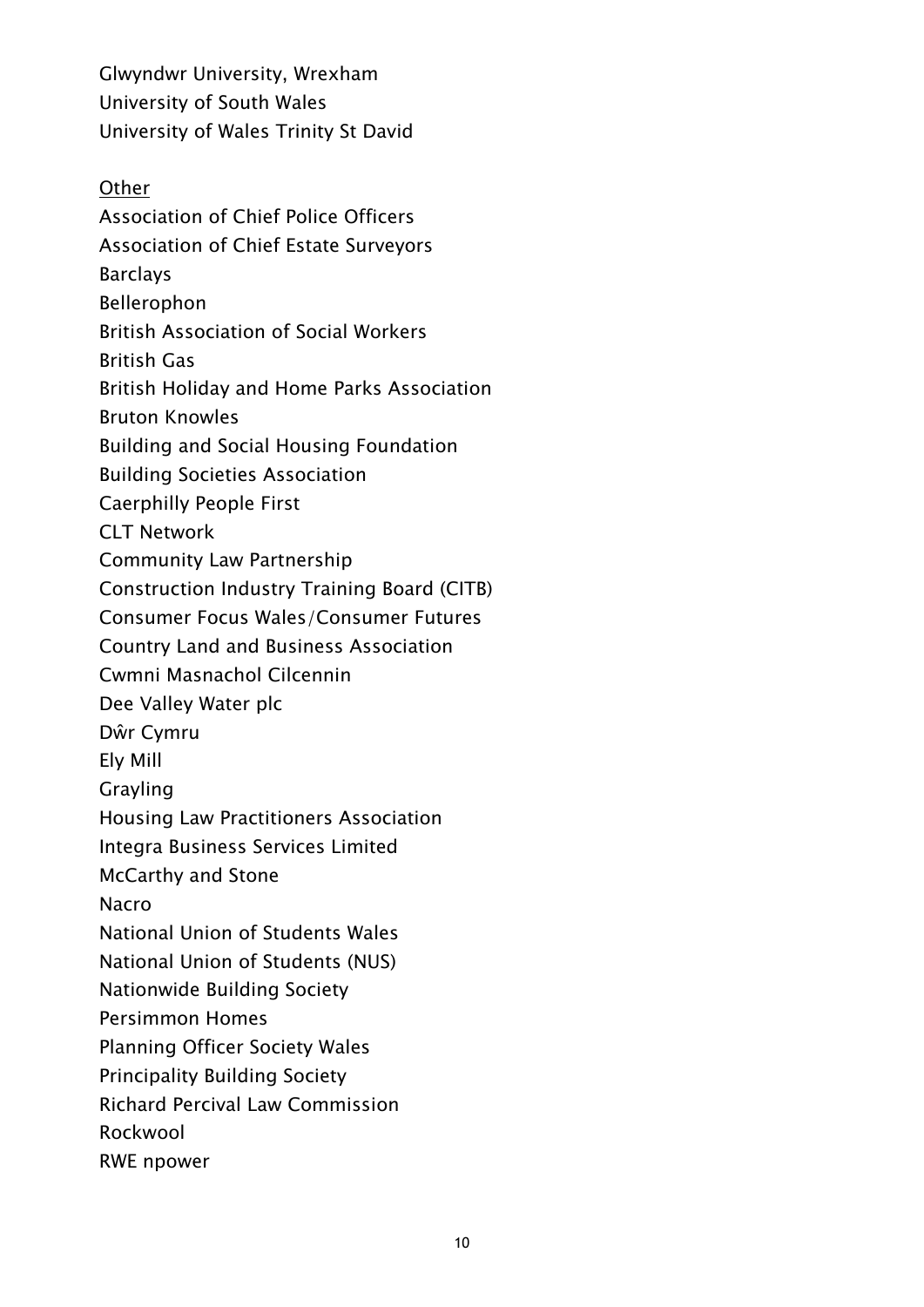Glwyndwr University, Wrexham
University of South Wales
University of Wales Trinity St David

Other

Association of Chief Police Officers
Association of Chief Estate Surveyors
Barclays
Bellerophon
British Association of Social Workers
British Gas
British Holiday and Home Parks Association
Bruton Knowles
Building and Social Housing Foundation
Building Societies Association
Caerphilly People First
CLT Network
Community Law Partnership
Construction Industry Training Board (CITB)
Consumer Focus Wales/Consumer Futures
Country Land and Business Association
Cwmni Masnachol Cilcennin
Dee Valley Water plc
Dŵr Cymru
Ely Mill
Grayling
Housing Law Practitioners Association
Integra Business Services Limited
McCarthy and Stone
Nacro
National Union of Students Wales
National Union of Students (NUS)
Nationwide Building Society
Persimmon Homes
Planning Officer Society Wales
Principality Building Society
Richard Percival Law Commission
Rockwool
RWE npower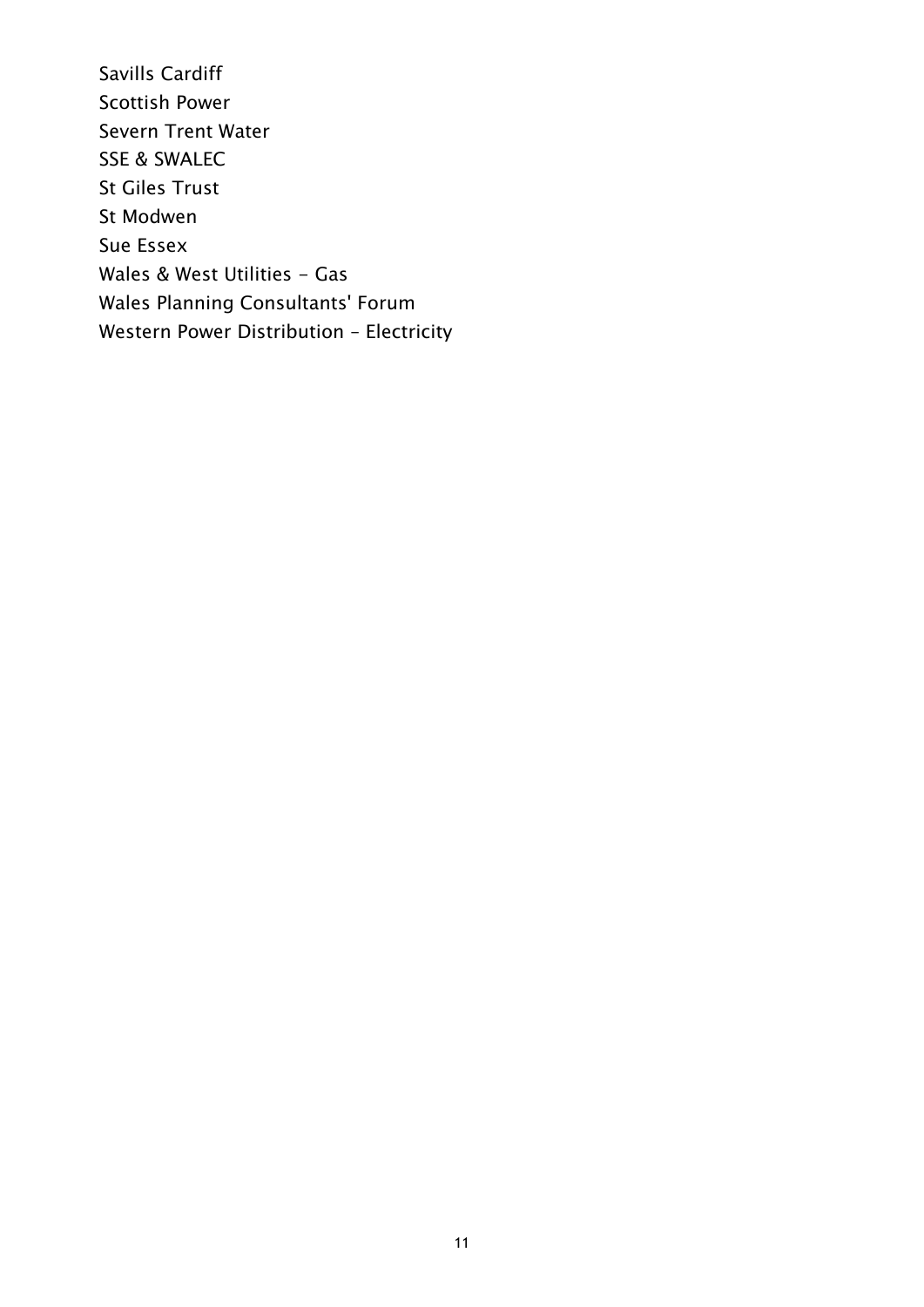Savills Cardiff
Scottish Power
Severn Trent Water
SSE & SWALEC
St Giles Trust
St Modwen
Sue Essex
Wales & West Utilities - Gas
Wales Planning Consultants' Forum
Western Power Distribution – Electricity